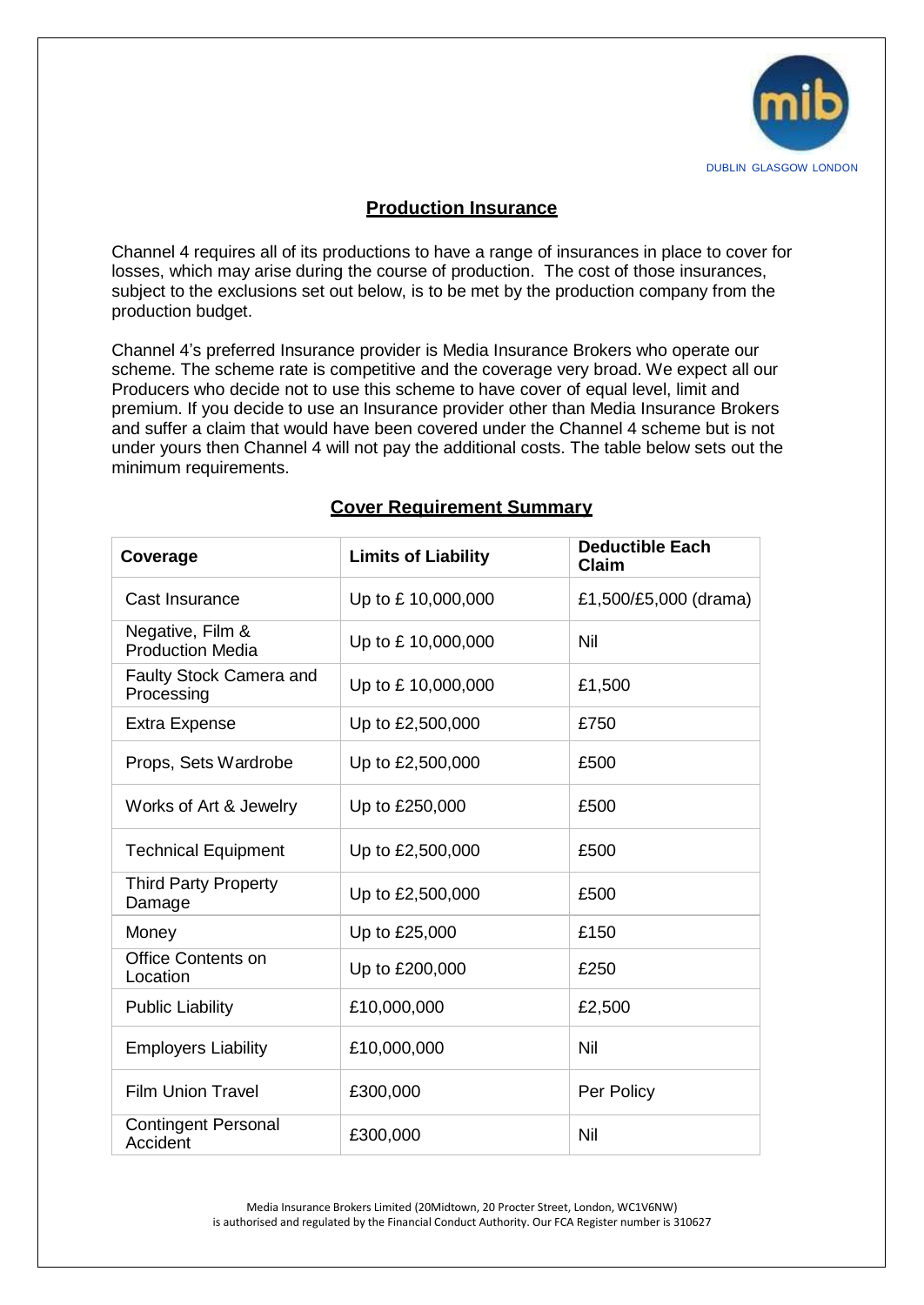DUBLIN GLASGOW LONDON

## Production Insurance

Channel 4 requires all of its productions to have a range of insurances in place to cover for losses, which may arise during the course of production. The cost of those insurances, subject to the exclusions set out below, is to be met by the production company from the production budget.

Channel 4's preferred Insurance provider is Media Insurance Brokers who operate our scheme. The scheme rate is competitive and the coverage very broad. We expect all our Producers who decide not to use this scheme to have cover of equal level, limit and premium. If you decide to use an Insurance provider other than Media Insurance Brokers and suffer a claim that would have been covered under the Channel 4 scheme but is not under yours then Channel 4 will not pay the additional costs. The table below sets out the minimum requirements.

## Cover Requirement Summary

| Coverage | Limits of Liability | Deductible Each Claim |
|---|---|---|
| Cast Insurance | Up to £ 10,000,000 | £1,500/£5,000 (drama) |
| Negative, Film & Production Media | Up to £ 10,000,000 | Nil |
| Faulty Stock Camera and Processing | Up to £ 10,000,000 | £1,500 |
| Extra Expense | Up to £2,500,000 | £750 |
| Props, Sets Wardrobe | Up to £2,500,000 | £500 |
| Works of Art & Jewelry | Up to £250,000 | £500 |
| Technical Equipment | Up to £2,500,000 | £500 |
| Third Party Property Damage | Up to £2,500,000 | £500 |
| Money | Up to £25,000 | £150 |
| Office Contents on Location | Up to £200,000 | £250 |
| Public Liability | £10,000,000 | £2,500 |
| Employers Liability | £10,000,000 | Nil |
| Film Union Travel | £300,000 | Per Policy |
| Contingent Personal Accident | £300,000 | Nil |

Media Insurance Brokers Limited (20Midtown, 20 Procter Street, London, WC1V6NW) is authorised and regulated by the Financial Conduct Authority. Our FCA Register number is 310627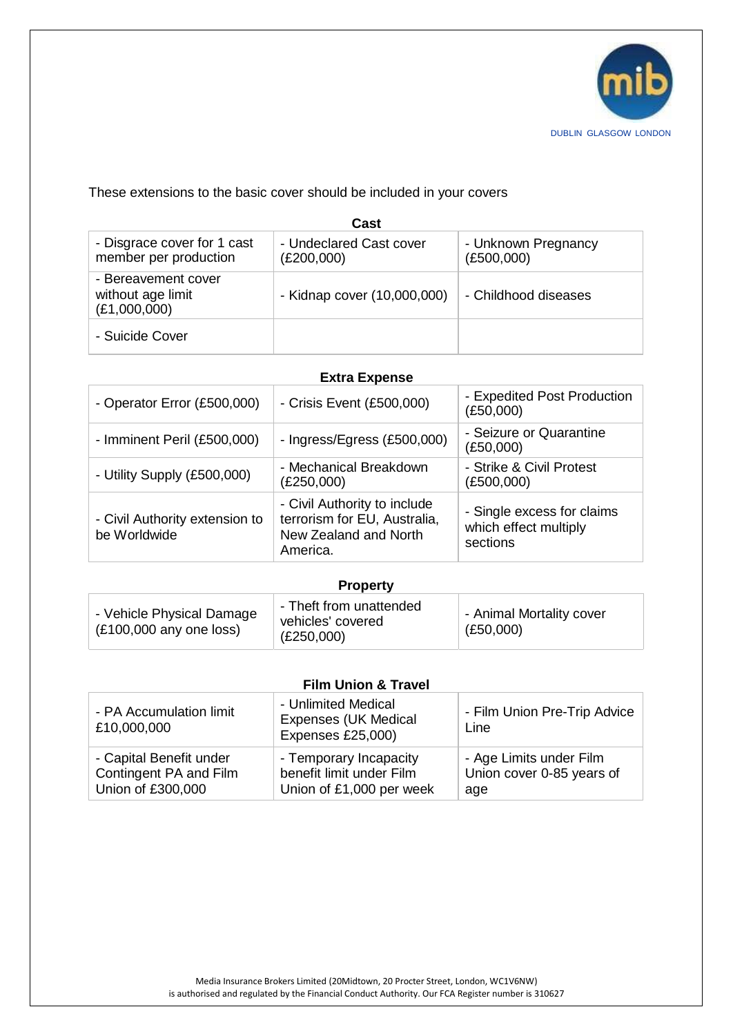These extensions to the basic cover should be included in your covers

**Cast**

| | | |
|---|---|---|
| - Disgrace cover for 1 cast member per production | - Undeclared Cast cover (£200,000) | - Unknown Pregnancy (£500,000) |
| - Bereavement cover without age limit (£1,000,000) | - Kidnap cover (10,000,000) | - Childhood diseases |
| - Suicide Cover | | |

**Extra Expense**

| | | |
|---|---|---|
| - Operator Error (£500,000) | - Crisis Event (£500,000) | - Expedited Post Production (£50,000) |
| - Imminent Peril (£500,000) | - Ingress/Egress (£500,000) | - Seizure or Quarantine (£50,000) |
| - Utility Supply (£500,000) | - Mechanical Breakdown (£250,000) | - Strike & Civil Protest (£500,000) |
| - Civil Authority extension to be Worldwide | - Civil Authority to include terrorism for EU, Australia, New Zealand and North America. | - Single excess for claims which effect multiply sections |

**Property**

| | | |
|---|---|---|
| - Vehicle Physical Damage (£100,000 any one loss) | - Theft from unattended vehicles' covered (£250,000) | - Animal Mortality cover (£50,000) |

**Film Union & Travel**

| | | |
|---|---|---|
| - PA Accumulation limit £10,000,000 | - Unlimited Medical Expenses (UK Medical Expenses £25,000) | - Film Union Pre-Trip Advice Line |
| - Capital Benefit under Contingent PA and Film Union of £300,000 | - Temporary Incapacity benefit limit under Film Union of £1,000 per week | - Age Limits under Film Union cover 0-85 years of age |

Media Insurance Brokers Limited (20Midtown, 20 Procter Street, London, WC1V6NW) is authorised and regulated by the Financial Conduct Authority. Our FCA Register number is 310627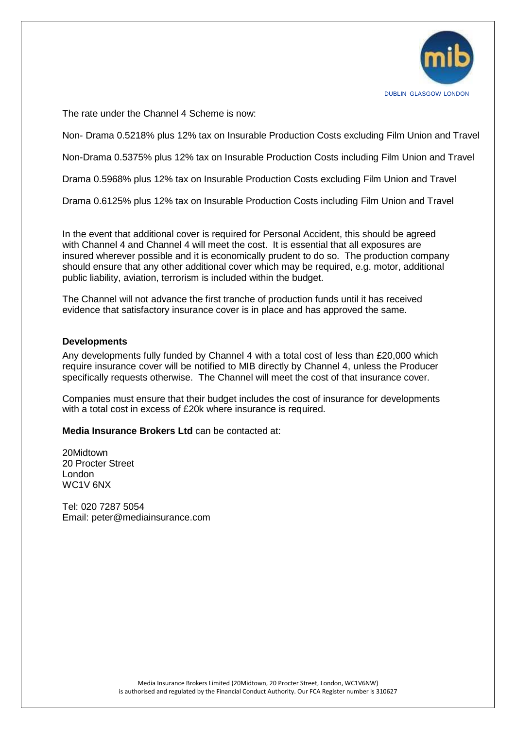The rate under the Channel 4 Scheme is now:

Non- Drama 0.5218% plus 12% tax on Insurable Production Costs excluding Film Union and Travel

Non-Drama 0.5375% plus 12% tax on Insurable Production Costs including Film Union and Travel

Drama 0.5968% plus 12% tax on Insurable Production Costs excluding Film Union and Travel

Drama 0.6125% plus 12% tax on Insurable Production Costs including Film Union and Travel

In the event that additional cover is required for Personal Accident, this should be agreed with Channel 4 and Channel 4 will meet the cost. It is essential that all exposures are insured wherever possible and it is economically prudent to do so. The production company should ensure that any other additional cover which may be required, e.g. motor, additional public liability, aviation, terrorism is included within the budget.

The Channel will not advance the first tranche of production funds until it has received evidence that satisfactory insurance cover is in place and has approved the same.

**Developments**

Any developments fully funded by Channel 4 with a total cost of less than £20,000 which require insurance cover will be notified to MIB directly by Channel 4, unless the Producer specifically requests otherwise. The Channel will meet the cost of that insurance cover.

Companies must ensure that their budget includes the cost of insurance for developments with a total cost in excess of £20k where insurance is required.

**Media Insurance Brokers Ltd** can be contacted at:

20Midtown
20 Procter Street
London
WC1V 6NX

Tel: 020 7287 5054
Email: peter@mediainsurance.com

Media Insurance Brokers Limited (20Midtown, 20 Procter Street, London, WC1V6NW) is authorised and regulated by the Financial Conduct Authority. Our FCA Register number is 310627